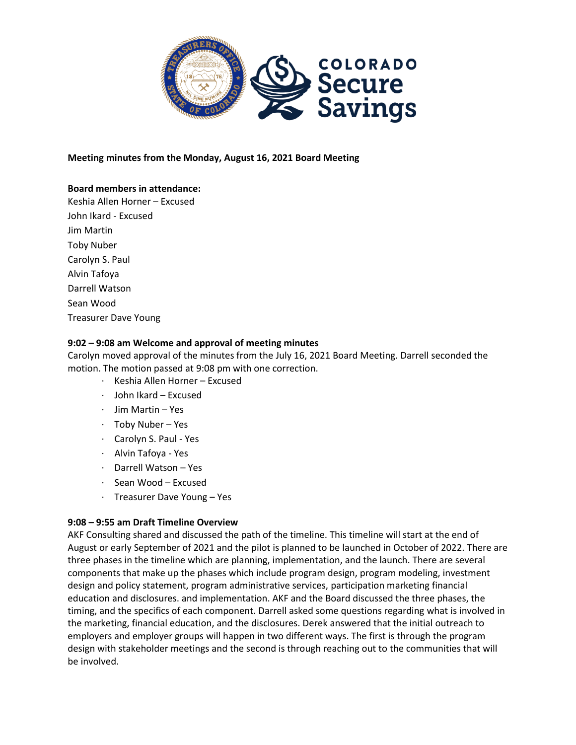**Meeting minutes from the Monday, August 16, 2021 Board Meeting**

**Board members in attendance:**

Keshia Allen Horner – Excused
John Ikard - Excused
Jim Martin
Toby Nuber
Carolyn S. Paul
Alvin Tafoya
Darrell Watson
Sean Wood
Treasurer Dave Young

**9:02 – 9:08 am Welcome and approval of meeting minutes**

Carolyn moved approval of the minutes from the July 16, 2021 Board Meeting. Darrell seconded the motion. The motion passed at 9:08 pm with one correction.

- Keshia Allen Horner – Excused
- John Ikard – Excused
- Jim Martin – Yes
- Toby Nuber – Yes
- Carolyn S. Paul - Yes
- Alvin Tafoya - Yes
- Darrell Watson – Yes
- Sean Wood – Excused
- Treasurer Dave Young – Yes

**9:08 – 9:55 am Draft Timeline Overview**

AKF Consulting shared and discussed the path of the timeline. This timeline will start at the end of August or early September of 2021 and the pilot is planned to be launched in October of 2022. There are three phases in the timeline which are planning, implementation, and the launch. There are several components that make up the phases which include program design, program modeling, investment design and policy statement, program administrative services, participation marketing financial education and disclosures. and implementation. AKF and the Board discussed the three phases, the timing, and the specifics of each component. Darrell asked some questions regarding what is involved in the marketing, financial education, and the disclosures. Derek answered that the initial outreach to employers and employer groups will happen in two different ways. The first is through the program design with stakeholder meetings and the second is through reaching out to the communities that will be involved.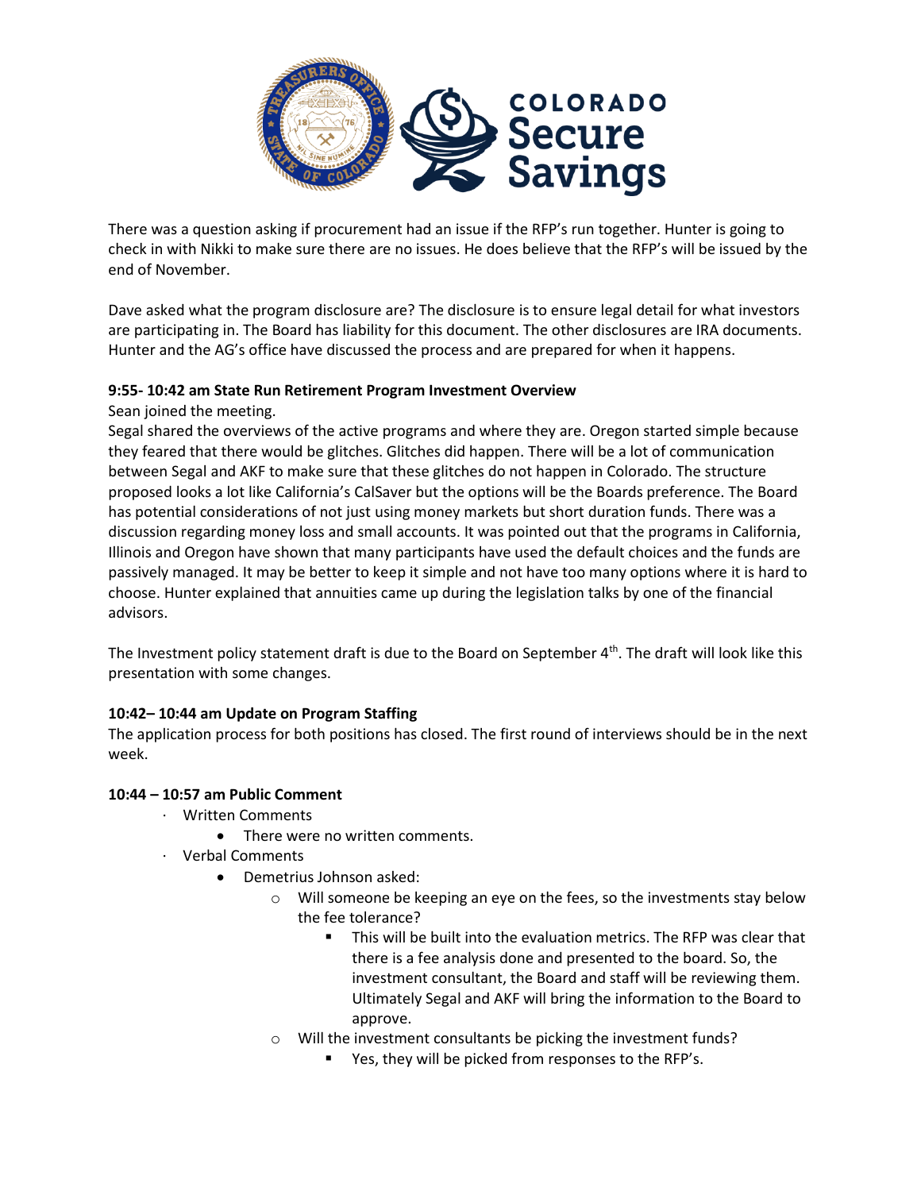There was a question asking if procurement had an issue if the RFP's run together. Hunter is going to check in with Nikki to make sure there are no issues. He does believe that the RFP's will be issued by the end of November.

Dave asked what the program disclosure are? The disclosure is to ensure legal detail for what investors are participating in. The Board has liability for this document. The other disclosures are IRA documents. Hunter and the AG's office have discussed the process and are prepared for when it happens.

**9:55- 10:42 am State Run Retirement Program Investment Overview**

Sean joined the meeting.

Segal shared the overviews of the active programs and where they are. Oregon started simple because they feared that there would be glitches. Glitches did happen. There will be a lot of communication between Segal and AKF to make sure that these glitches do not happen in Colorado. The structure proposed looks a lot like California's CalSaver but the options will be the Boards preference. The Board has potential considerations of not just using money markets but short duration funds. There was a discussion regarding money loss and small accounts. It was pointed out that the programs in California, Illinois and Oregon have shown that many participants have used the default choices and the funds are passively managed. It may be better to keep it simple and not have too many options where it is hard to choose. Hunter explained that annuities came up during the legislation talks by one of the financial advisors.

The Investment policy statement draft is due to the Board on September 4th. The draft will look like this presentation with some changes.

**10:42– 10:44 am Update on Program Staffing**

The application process for both positions has closed. The first round of interviews should be in the next week.

**10:44 – 10:57 am Public Comment**

- Written Comments
  - There were no written comments.
- Verbal Comments
  - Demetrius Johnson asked:
    - Will someone be keeping an eye on the fees, so the investments stay below the fee tolerance?
      - This will be built into the evaluation metrics. The RFP was clear that there is a fee analysis done and presented to the board. So, the investment consultant, the Board and staff will be reviewing them. Ultimately Segal and AKF will bring the information to the Board to approve.
    - Will the investment consultants be picking the investment funds?
      - Yes, they will be picked from responses to the RFP's.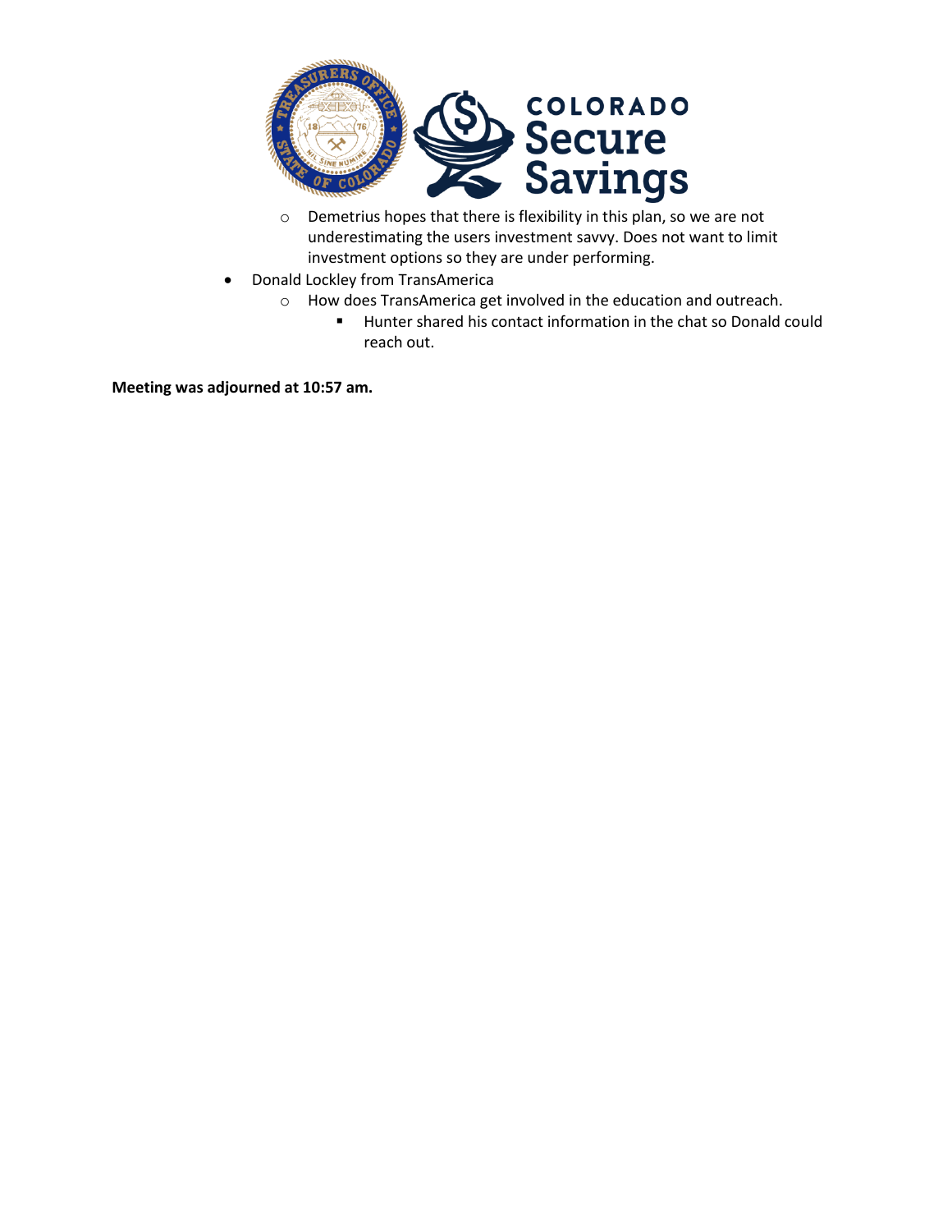- Demetrius hopes that there is flexibility in this plan, so we are not underestimating the users investment savvy. Does not want to limit investment options so they are under performing.
- Donald Lockley from TransAmerica
    - How does TransAmerica get involved in the education and outreach.
        - Hunter shared his contact information in the chat so Donald could reach out.

**Meeting was adjourned at 10:57 am.**